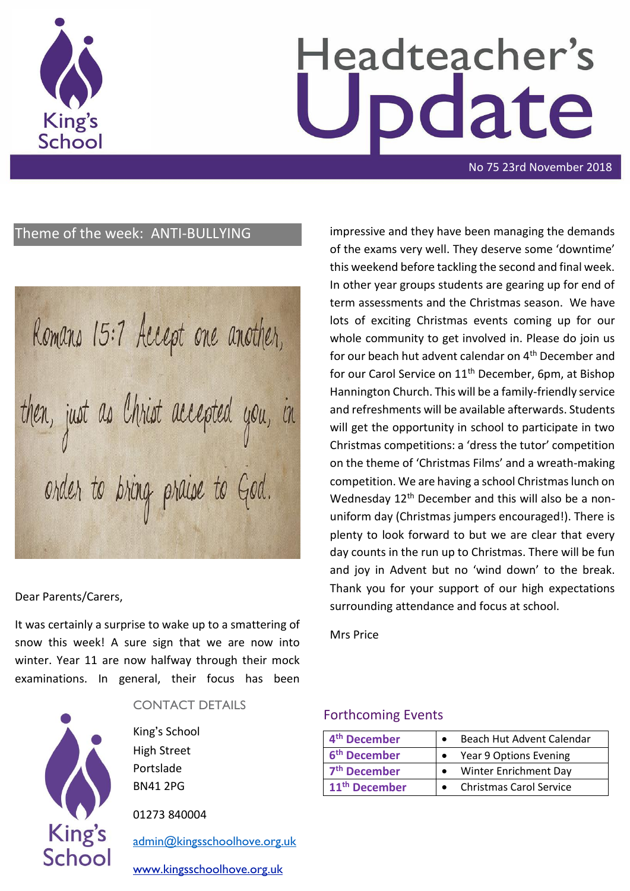# Headteacher's Update

No 75 23rd November 2018

## Theme of the week: ANTI-BULLYING

Romans 15:7 Accept one another, then, just as Christ accepted you, in order to bring praise to God.

Dear Parents/Carers,

It was certainly a surprise to wake up to a smattering of snow this week! A sure sign that we are now into winter. Year 11 are now halfway through their mock examinations. In general, their focus has been impressive and they have been managing the demands of the exams very well. They deserve some 'downtime' this weekend before tackling the second and final week. In other year groups students are gearing up for end of term assessments and the Christmas season. We have lots of exciting Christmas events coming up for our whole community to get involved in. Please do join us for our beach hut advent calendar on 4th December and for our Carol Service on 11th December, 6pm, at Bishop Hannington Church. This will be a family-friendly service and refreshments will be available afterwards. Students will get the opportunity in school to participate in two Christmas competitions: a 'dress the tutor' competition on the theme of 'Christmas Films' and a wreath-making competition. We are having a school Christmas lunch on Wednesday 12th December and this will also be a non-uniform day (Christmas jumpers encouraged!). There is plenty to look forward to but we are clear that every day counts in the run up to Christmas. There will be fun and joy in Advent but no 'wind down' to the break. Thank you for your support of our high expectations surrounding attendance and focus at school.

Mrs Price

## CONTACT DETAILS

King's School
High Street
Portslade
BN41 2PG

01273 840004

admin@kingsschoolhove.org.uk

www.kingsschoolhove.org.uk

## Forthcoming Events

| Date | Event |
|---|---|
| 4th December | Beach Hut Advent Calendar |
| 6th December | Year 9 Options Evening |
| 7th December | Winter Enrichment Day |
| 11th December | Christmas Carol Service |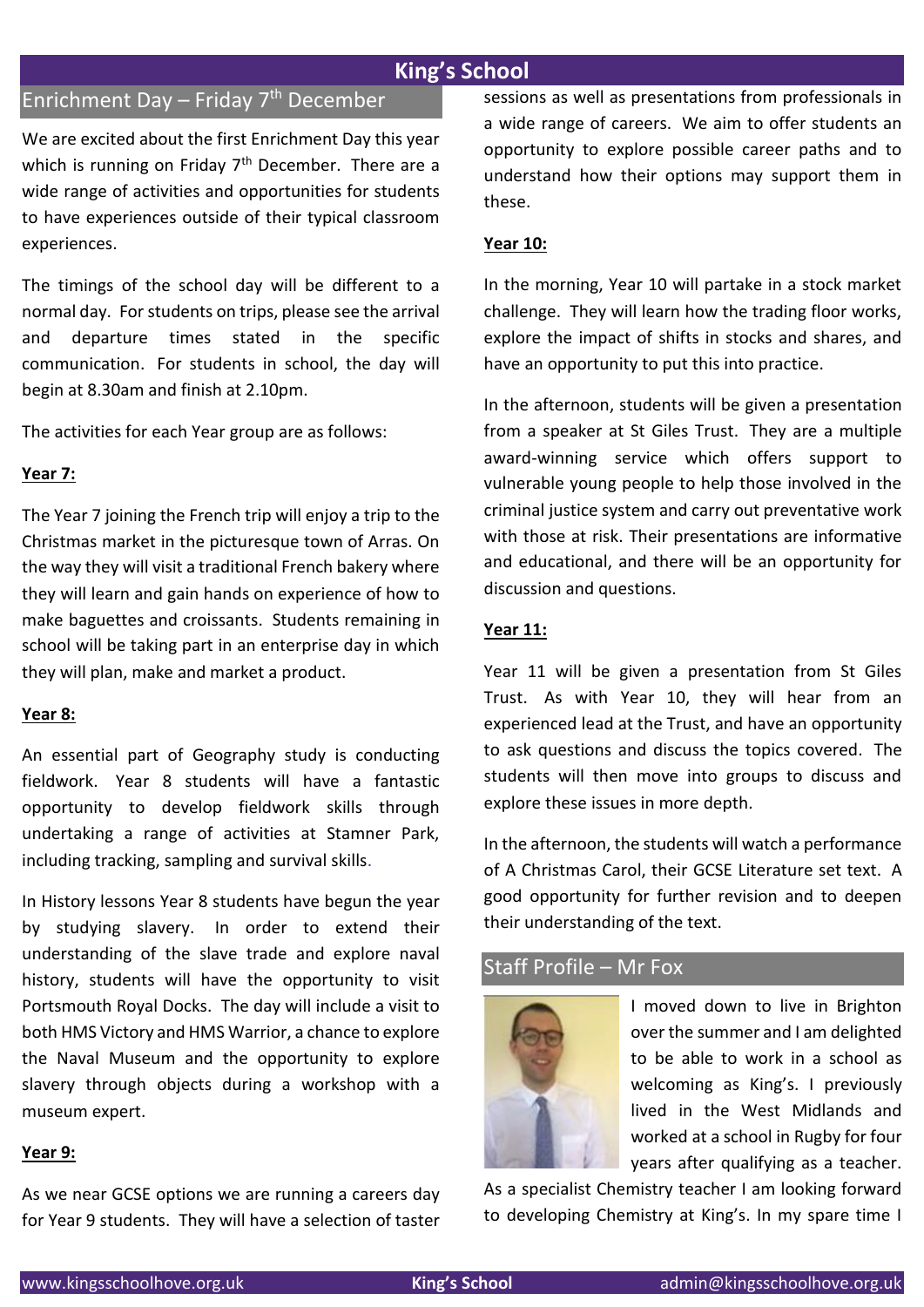## Enrichment Day – Friday 7th December

We are excited about the first Enrichment Day this year which is running on Friday 7th December. There are a wide range of activities and opportunities for students to have experiences outside of their typical classroom experiences.

The timings of the school day will be different to a normal day. For students on trips, please see the arrival and departure times stated in the specific communication. For students in school, the day will begin at 8.30am and finish at 2.10pm.

The activities for each Year group are as follows:

**Year 7:**

The Year 7 joining the French trip will enjoy a trip to the Christmas market in the picturesque town of Arras. On the way they will visit a traditional French bakery where they will learn and gain hands on experience of how to make baguettes and croissants. Students remaining in school will be taking part in an enterprise day in which they will plan, make and market a product.

**Year 8:**

An essential part of Geography study is conducting fieldwork. Year 8 students will have a fantastic opportunity to develop fieldwork skills through undertaking a range of activities at Stamner Park, including tracking, sampling and survival skills.

In History lessons Year 8 students have begun the year by studying slavery. In order to extend their understanding of the slave trade and explore naval history, students will have the opportunity to visit Portsmouth Royal Docks. The day will include a visit to both HMS Victory and HMS Warrior, a chance to explore the Naval Museum and the opportunity to explore slavery through objects during a workshop with a museum expert.

**Year 9:**

As we near GCSE options we are running a careers day for Year 9 students. They will have a selection of taster sessions as well as presentations from professionals in a wide range of careers. We aim to offer students an opportunity to explore possible career paths and to understand how their options may support them in these.

**Year 10:**

In the morning, Year 10 will partake in a stock market challenge. They will learn how the trading floor works, explore the impact of shifts in stocks and shares, and have an opportunity to put this into practice.

In the afternoon, students will be given a presentation from a speaker at St Giles Trust. They are a multiple award-winning service which offers support to vulnerable young people to help those involved in the criminal justice system and carry out preventative work with those at risk. Their presentations are informative and educational, and there will be an opportunity for discussion and questions.

**Year 11:**

Year 11 will be given a presentation from St Giles Trust. As with Year 10, they will hear from an experienced lead at the Trust, and have an opportunity to ask questions and discuss the topics covered. The students will then move into groups to discuss and explore these issues in more depth.

In the afternoon, the students will watch a performance of A Christmas Carol, their GCSE Literature set text. A good opportunity for further revision and to deepen their understanding of the text.

## Staff Profile – Mr Fox

I moved down to live in Brighton over the summer and I am delighted to be able to work in a school as welcoming as King's. I previously lived in the West Midlands and worked at a school in Rugby for four years after qualifying as a teacher. As a specialist Chemistry teacher I am looking forward to developing Chemistry at King's. In my spare time I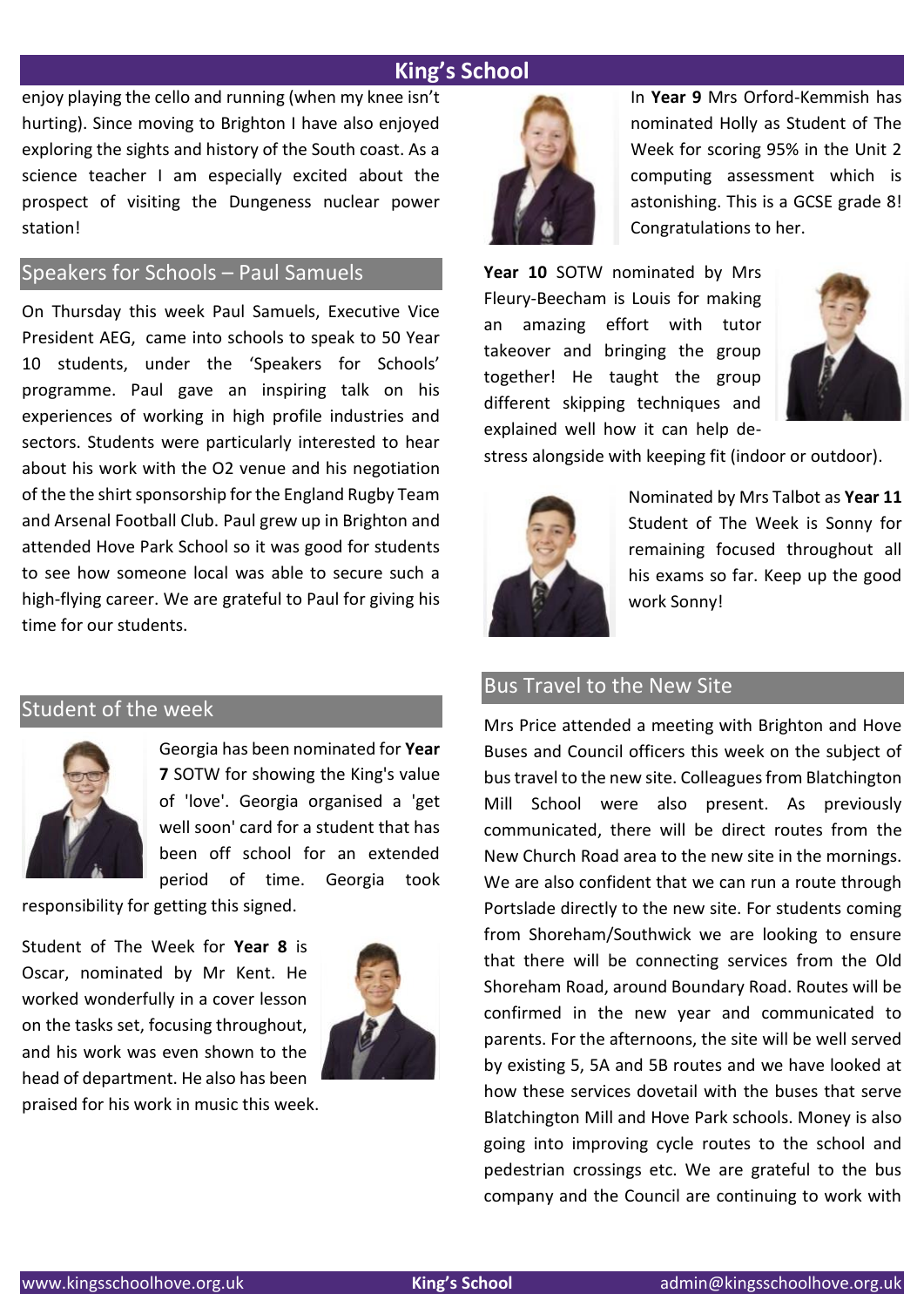enjoy playing the cello and running (when my knee isn't hurting). Since moving to Brighton I have also enjoyed exploring the sights and history of the South coast. As a science teacher I am especially excited about the prospect of visiting the Dungeness nuclear power station!

## Speakers for Schools – Paul Samuels

On Thursday this week Paul Samuels, Executive Vice President AEG, came into schools to speak to 50 Year 10 students, under the 'Speakers for Schools' programme. Paul gave an inspiring talk on his experiences of working in high profile industries and sectors. Students were particularly interested to hear about his work with the O2 venue and his negotiation of the the shirt sponsorship for the England Rugby Team and Arsenal Football Club. Paul grew up in Brighton and attended Hove Park School so it was good for students to see how someone local was able to secure such a high-flying career. We are grateful to Paul for giving his time for our students.

## Student of the week

Georgia has been nominated for **Year 7** SOTW for showing the King's value of 'love'. Georgia organised a 'get well soon' card for a student that has been off school for an extended period of time. Georgia took responsibility for getting this signed.

Student of The Week for **Year 8** is Oscar, nominated by Mr Kent. He worked wonderfully in a cover lesson on the tasks set, focusing throughout, and his work was even shown to the head of department. He also has been praised for his work in music this week.

In **Year 9** Mrs Orford-Kemmish has nominated Holly as Student of The Week for scoring 95% in the Unit 2 computing assessment which is astonishing. This is a GCSE grade 8! Congratulations to her.

**Year 10** SOTW nominated by Mrs Fleury-Beecham is Louis for making an amazing effort with tutor takeover and bringing the group together! He taught the group different skipping techniques and explained well how it can help de-stress alongside with keeping fit (indoor or outdoor).

Nominated by Mrs Talbot as **Year 11** Student of The Week is Sonny for remaining focused throughout all his exams so far. Keep up the good work Sonny!

## Bus Travel to the New Site

Mrs Price attended a meeting with Brighton and Hove Buses and Council officers this week on the subject of bus travel to the new site. Colleagues from Blatchington Mill School were also present. As previously communicated, there will be direct routes from the New Church Road area to the new site in the mornings. We are also confident that we can run a route through Portslade directly to the new site. For students coming from Shoreham/Southwick we are looking to ensure that there will be connecting services from the Old Shoreham Road, around Boundary Road. Routes will be confirmed in the new year and communicated to parents. For the afternoons, the site will be well served by existing 5, 5A and 5B routes and we have looked at how these services dovetail with the buses that serve Blatchington Mill and Hove Park schools. Money is also going into improving cycle routes to the school and pedestrian crossings etc. We are grateful to the bus company and the Council are continuing to work with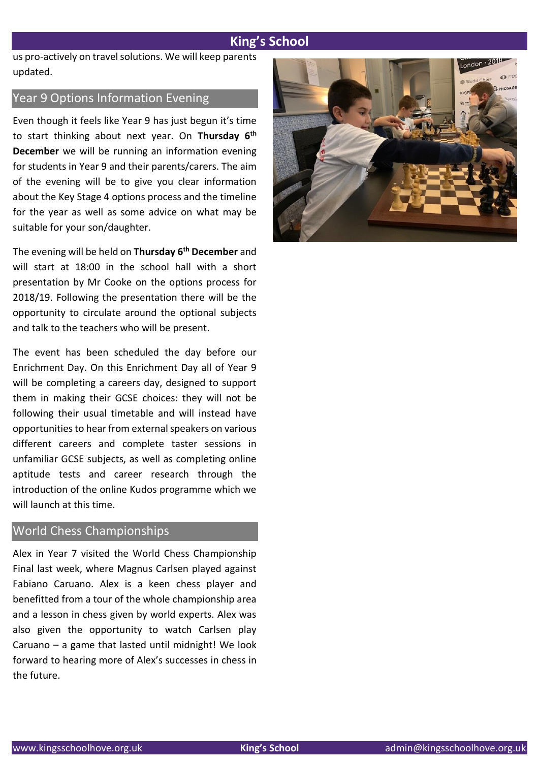us pro-actively on travel solutions. We will keep parents updated.

## Year 9 Options Information Evening

Even though it feels like Year 9 has just begun it's time to start thinking about next year. On **Thursday 6th December** we will be running an information evening for students in Year 9 and their parents/carers. The aim of the evening will be to give you clear information about the Key Stage 4 options process and the timeline for the year as well as some advice on what may be suitable for your son/daughter.

The evening will be held on **Thursday 6th December** and will start at 18:00 in the school hall with a short presentation by Mr Cooke on the options process for 2018/19. Following the presentation there will be the opportunity to circulate around the optional subjects and talk to the teachers who will be present.

The event has been scheduled the day before our Enrichment Day. On this Enrichment Day all of Year 9 will be completing a careers day, designed to support them in making their GCSE choices: they will not be following their usual timetable and will instead have opportunities to hear from external speakers on various different careers and complete taster sessions in unfamiliar GCSE subjects, as well as completing online aptitude tests and career research through the introduction of the online Kudos programme which we will launch at this time.

## World Chess Championships

Alex in Year 7 visited the World Chess Championship Final last week, where Magnus Carlsen played against Fabiano Caruano. Alex is a keen chess player and benefitted from a tour of the whole championship area and a lesson in chess given by world experts. Alex was also given the opportunity to watch Carlsen play Caruano – a game that lasted until midnight! We look forward to hearing more of Alex's successes in chess in the future.